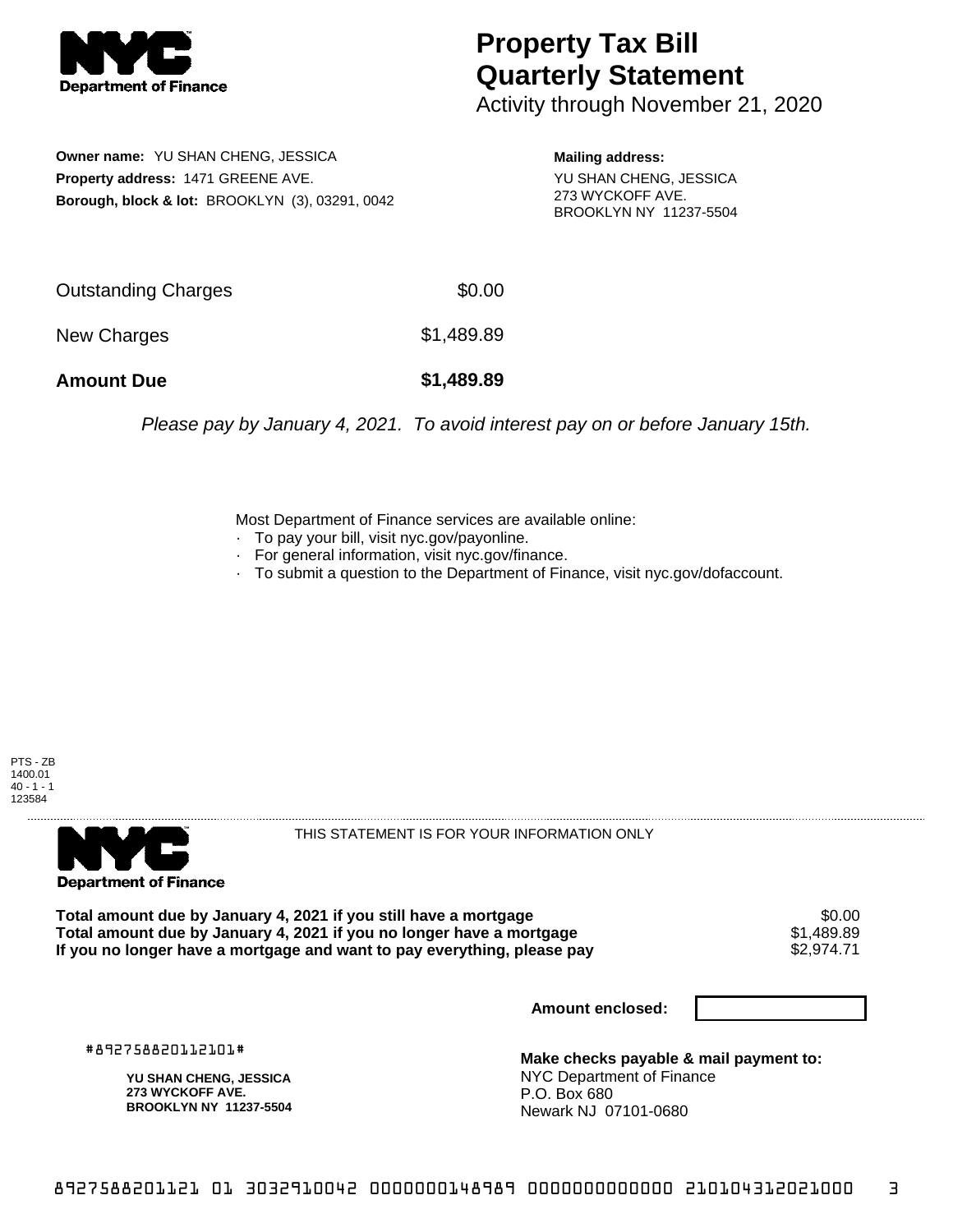**Department of Finance**

# Property Tax Bill Quarterly Statement

Activity through November 21, 2020

**Owner name:** YU SHAN CHENG, JESSICA
**Property address:** 1471 GREENE AVE.
**Borough, block & lot:** BROOKLYN (3), 03291, 0042

**Mailing address:**
YU SHAN CHENG, JESSICA
273 WYCKOFF AVE.
BROOKLYN NY 11237-5504

| | |
|---|---|
| Outstanding Charges | $0.00 |
| New Charges | $1,489.89 |
| **Amount Due** | **$1,489.89** |

*Please pay by January 4, 2021. To avoid interest pay on or before January 15th.*

Most Department of Finance services are available online:
- To pay your bill, visit nyc.gov/payonline.
- For general information, visit nyc.gov/finance.
- To submit a question to the Department of Finance, visit nyc.gov/dofaccount.

PTS - ZB
1400.01
40 - 1 - 1
123584

**Department of Finance**

THIS STATEMENT IS FOR YOUR INFORMATION ONLY

| | |
|---|---|
| **Total amount due by January 4, 2021 if you still have a mortgage** | $0.00 |
| **Total amount due by January 4, 2021 if you no longer have a mortgage** | $1,489.89 |
| **If you no longer have a mortgage and want to pay everything, please pay** | $2,974.71 |

**Amount enclosed:**

#892758820112101#

**YU SHAN CHENG, JESSICA**
**273 WYCKOFF AVE.**
**BROOKLYN NY 11237-5504**

**Make checks payable & mail payment to:**
NYC Department of Finance
P.O. Box 680
Newark NJ 07101-0680

8927588201121 01 3032910042 0000000148989 0000000000000 210104312021000 3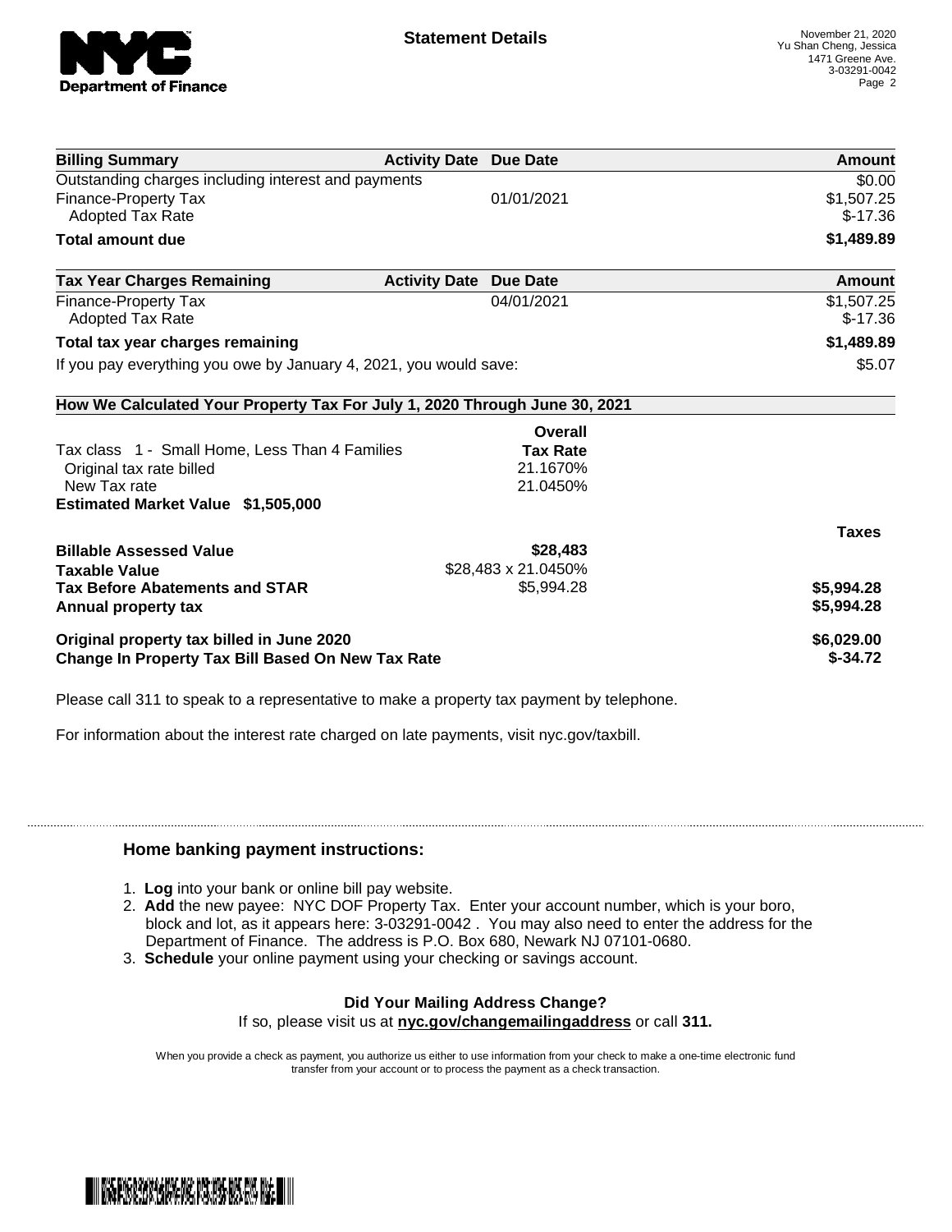**Statement Details**

November 21, 2020
Yu Shan Cheng, Jessica
1471 Greene Ave.
3-03291-0042

| Billing Summary | Activity Date | Due Date | Amount |
| --- | --- | --- | --- |
| Outstanding charges including interest and payments | | | $0.00 |
| Finance-Property Tax | | 01/01/2021 | $1,507.25 |
| Adopted Tax Rate | | | $-17.36 |
| **Total amount due** | | | **$1,489.89** |

| Tax Year Charges Remaining | Activity Date | Due Date | Amount |
| --- | --- | --- | --- |
| Finance-Property Tax | | 04/01/2021 | $1,507.25 |
| Adopted Tax Rate | | | $-17.36 |
| **Total tax year charges remaining** | | | **$1,489.89** |
| If you pay everything you owe by January 4, 2021, you would save: | | | $5.07 |

**How We Calculated Your Property Tax For July 1, 2020 Through June 30, 2021**

| | Overall Tax Rate | Taxes |
| --- | --- | --- |
| Tax class 1 - Small Home, Less Than 4 Families | | |
| Original tax rate billed | 21.1670% | |
| New Tax rate | 21.0450% | |
| **Estimated Market Value $1,505,000** | | |
| **Billable Assessed Value** | **$28,483** | |
| **Taxable Value** | $28,483 x 21.0450% | |
| **Tax Before Abatements and STAR** | $5,994.28 | **$5,994.28** |
| **Annual property tax** | | **$5,994.28** |
| **Original property tax billed in June 2020** | | **$6,029.00** |
| **Change In Property Tax Bill Based On New Tax Rate** | | **$-34.72** |

Please call 311 to speak to a representative to make a property tax payment by telephone.

For information about the interest rate charged on late payments, visit nyc.gov/taxbill.

## Home banking payment instructions:

1. **Log** into your bank or online bill pay website.
2. **Add** the new payee: NYC DOF Property Tax. Enter your account number, which is your boro, block and lot, as it appears here: 3-03291-0042 . You may also need to enter the address for the Department of Finance. The address is P.O. Box 680, Newark NJ 07101-0680.
3. **Schedule** your online payment using your checking or savings account.

**Did Your Mailing Address Change?**
If so, please visit us at **nyc.gov/changemailingaddress** or call **311.**

When you provide a check as payment, you authorize us either to use information from your check to make a one-time electronic fund transfer from your account or to process the payment as a check transaction.